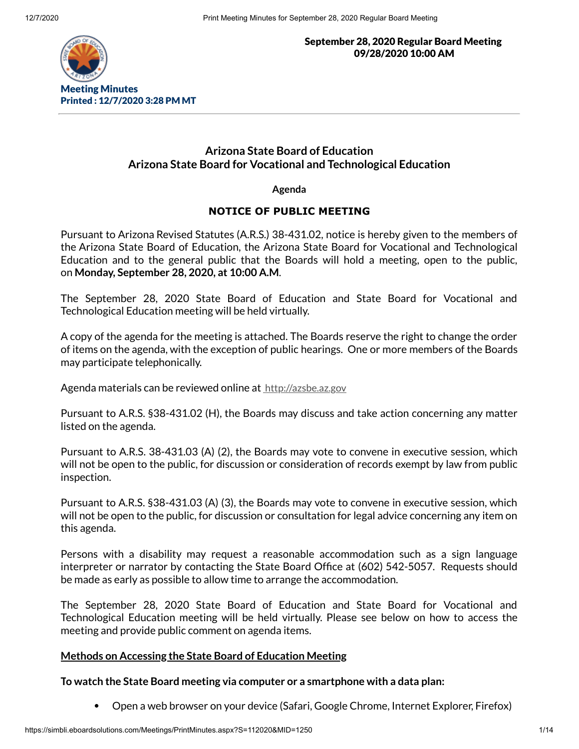**September 28, 2020 Regular Board Meeting**
**09/28/2020 10:00 AM**

**Meeting Minutes**
**Printed : 12/7/2020 3:28 PM MT**

---

## Arizona State Board of Education
## Arizona State Board for Vocational and Technological Education

**Agenda**

**NOTICE OF PUBLIC MEETING**

Pursuant to Arizona Revised Statutes (A.R.S.) 38-431.02, notice is hereby given to the members of the Arizona State Board of Education, the Arizona State Board for Vocational and Technological Education and to the general public that the Boards will hold a meeting, open to the public, on **Monday, September 28, 2020, at 10:00 A.M**.

The September 28, 2020 State Board of Education and State Board for Vocational and Technological Education meeting will be held virtually.

A copy of the agenda for the meeting is attached. The Boards reserve the right to change the order of items on the agenda, with the exception of public hearings. One or more members of the Boards may participate telephonically.

Agenda materials can be reviewed online at http://azsbe.az.gov

Pursuant to A.R.S. §38-431.02 (H), the Boards may discuss and take action concerning any matter listed on the agenda.

Pursuant to A.R.S. 38-431.03 (A) (2), the Boards may vote to convene in executive session, which will not be open to the public, for discussion or consideration of records exempt by law from public inspection.

Pursuant to A.R.S. §38-431.03 (A) (3), the Boards may vote to convene in executive session, which will not be open to the public, for discussion or consultation for legal advice concerning any item on this agenda.

Persons with a disability may request a reasonable accommodation such as a sign language interpreter or narrator by contacting the State Board Office at (602) 542-5057. Requests should be made as early as possible to allow time to arrange the accommodation.

The September 28, 2020 State Board of Education and State Board for Vocational and Technological Education meeting will be held virtually. Please see below on how to access the meeting and provide public comment on agenda items.

**Methods on Accessing the State Board of Education Meeting**

**To watch the State Board meeting via computer or a smartphone with a data plan:**

- Open a web browser on your device (Safari, Google Chrome, Internet Explorer, Firefox)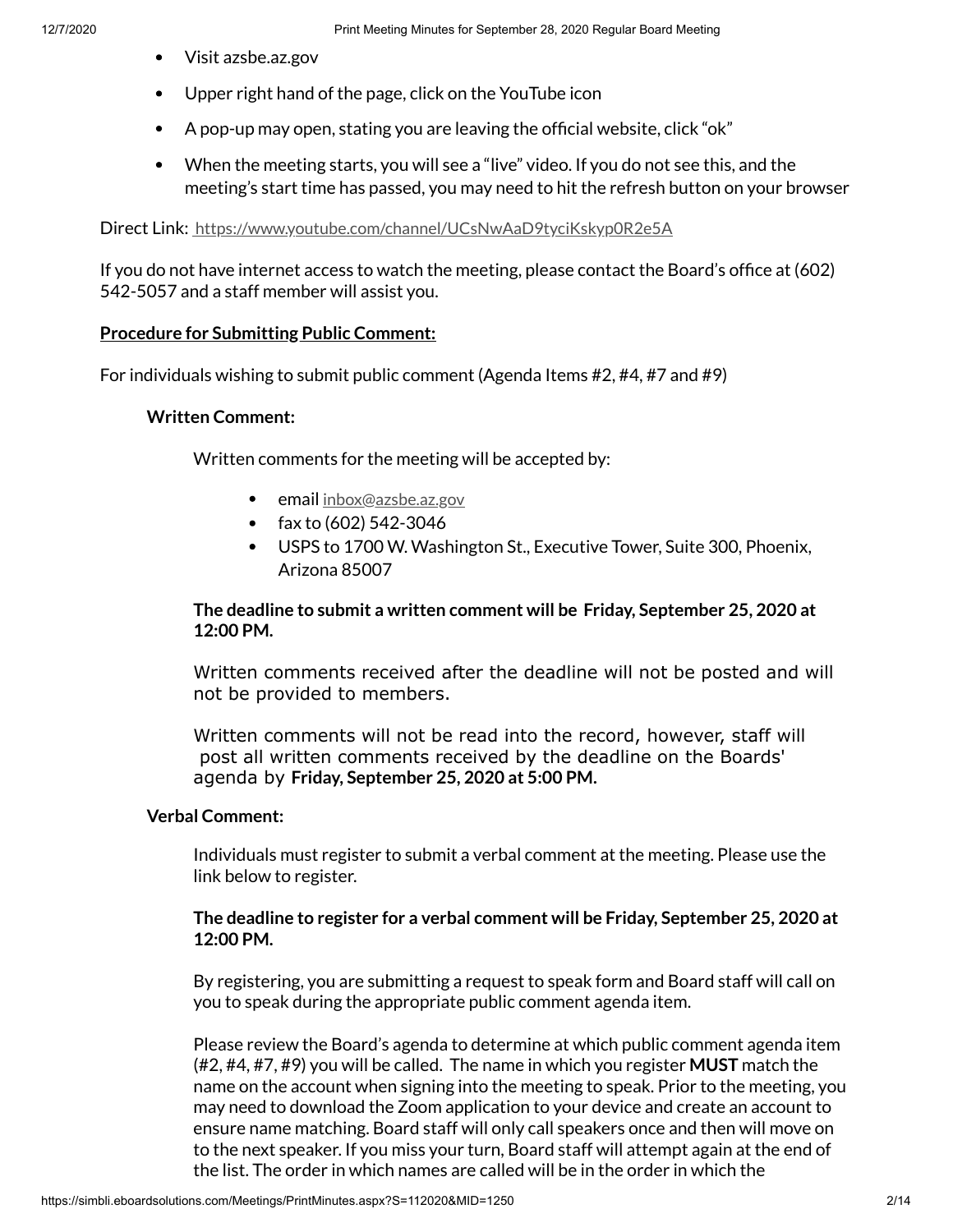- Visit azsbe.az.gov
- Upper right hand of the page, click on the YouTube icon
- A pop-up may open, stating you are leaving the official website, click "ok"
- When the meeting starts, you will see a "live" video. If you do not see this, and the meeting's start time has passed, you may need to hit the refresh button on your browser

Direct Link: https://www.youtube.com/channel/UCsNwAaD9tyciKskyp0R2e5A

If you do not have internet access to watch the meeting, please contact the Board's office at (602) 542-5057 and a staff member will assist you.

**Procedure for Submitting Public Comment:**

For individuals wishing to submit public comment (Agenda Items #2, #4, #7 and #9)

**Written Comment:**

Written comments for the meeting will be accepted by:

- email inbox@azsbe.az.gov
- fax to (602) 542-3046
- USPS to 1700 W. Washington St., Executive Tower, Suite 300, Phoenix, Arizona 85007

**The deadline to submit a written comment will be Friday, September 25, 2020 at 12:00 PM.**

Written comments received after the deadline will not be posted and will not be provided to members.

Written comments will not be read into the record, however, staff will post all written comments received by the deadline on the Boards' agenda by **Friday, September 25, 2020 at 5:00 PM.**

**Verbal Comment:**

Individuals must register to submit a verbal comment at the meeting. Please use the link below to register.

**The deadline to register for a verbal comment will be Friday, September 25, 2020 at 12:00 PM.**

By registering, you are submitting a request to speak form and Board staff will call on you to speak during the appropriate public comment agenda item.

Please review the Board's agenda to determine at which public comment agenda item (#2, #4, #7, #9) you will be called. The name in which you register **MUST** match the name on the account when signing into the meeting to speak. Prior to the meeting, you may need to download the Zoom application to your device and create an account to ensure name matching. Board staff will only call speakers once and then will move on to the next speaker. If you miss your turn, Board staff will attempt again at the end of the list. The order in which names are called will be in the order in which the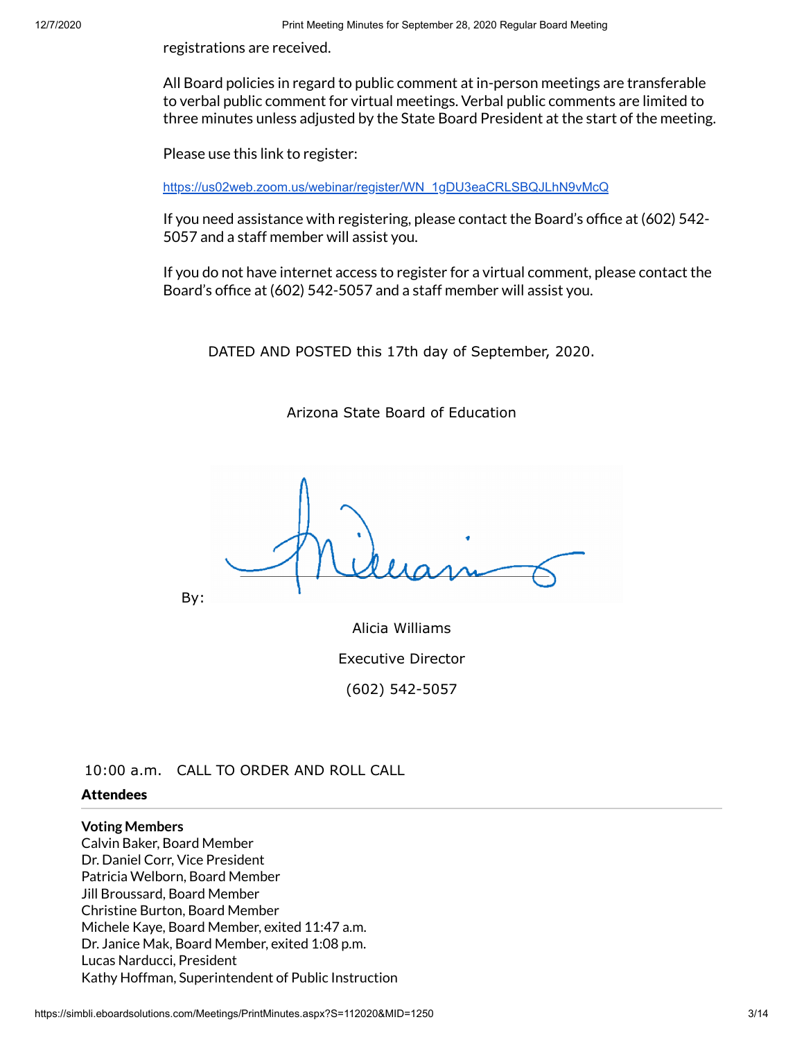registrations are received.

All Board policies in regard to public comment at in-person meetings are transferable to verbal public comment for virtual meetings. Verbal public comments are limited to three minutes unless adjusted by the State Board President at the start of the meeting.

Please use this link to register:

https://us02web.zoom.us/webinar/register/WN_1gDU3eaCRLSBQJLhN9vMcQ

If you need assistance with registering, please contact the Board's office at (602) 542-5057 and a staff member will assist you.

If you do not have internet access to register for a virtual comment, please contact the Board's office at (602) 542-5057 and a staff member will assist you.

DATED AND POSTED this 17th day of September, 2020.

Arizona State Board of Education

By:

Alicia Williams

Executive Director

(602) 542-5057

10:00 a.m. CALL TO ORDER AND ROLL CALL

## Attendees

**Voting Members**
Calvin Baker, Board Member
Dr. Daniel Corr, Vice President
Patricia Welborn, Board Member
Jill Broussard, Board Member
Christine Burton, Board Member
Michele Kaye, Board Member, exited 11:47 a.m.
Dr. Janice Mak, Board Member, exited 1:08 p.m.
Lucas Narducci, President
Kathy Hoffman, Superintendent of Public Instruction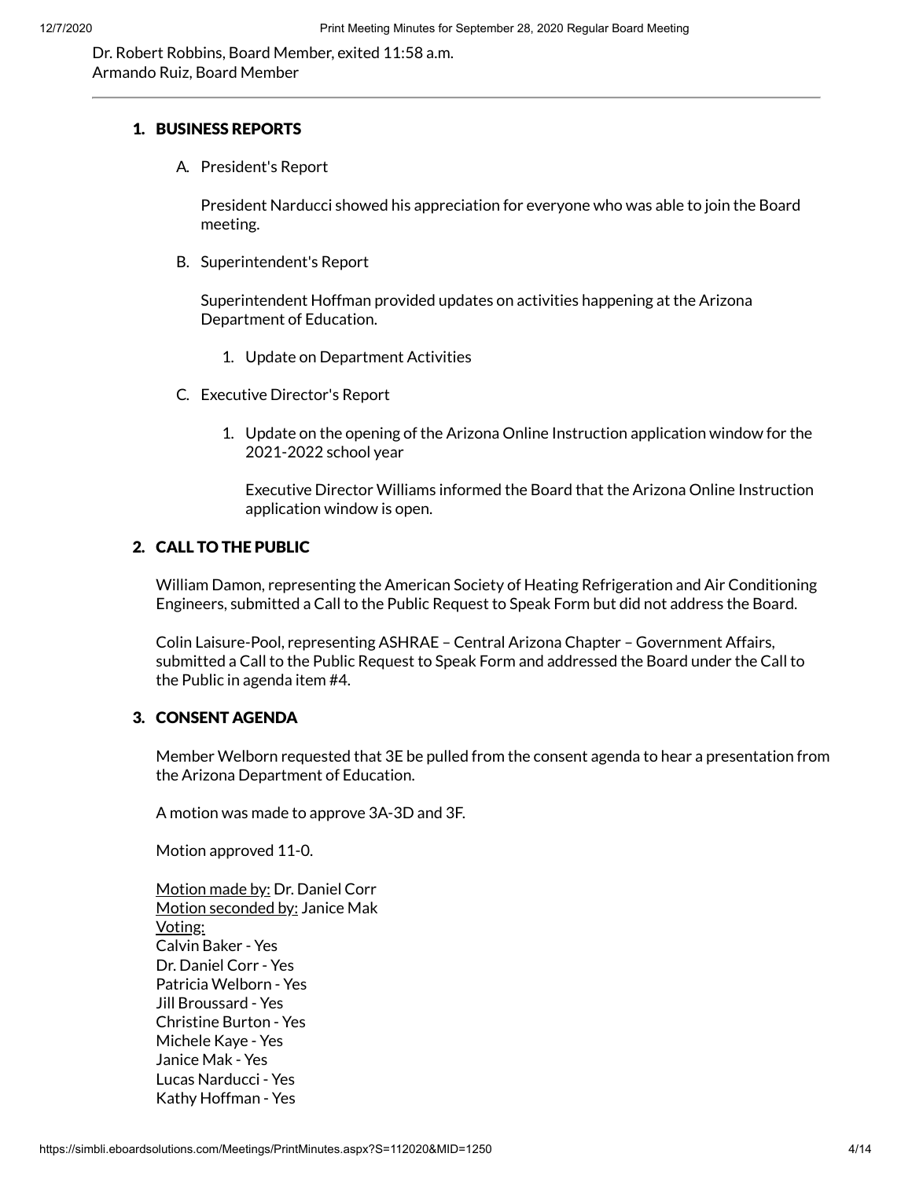Dr. Robert Robbins, Board Member, exited 11:58 a.m.
Armando Ruiz, Board Member

---

## 1. BUSINESS REPORTS

A. President's Report

President Narducci showed his appreciation for everyone who was able to join the Board meeting.

B. Superintendent's Report

Superintendent Hoffman provided updates on activities happening at the Arizona Department of Education.

1. Update on Department Activities

C. Executive Director's Report

1. Update on the opening of the Arizona Online Instruction application window for the 2021-2022 school year

   Executive Director Williams informed the Board that the Arizona Online Instruction application window is open.

## 2. CALL TO THE PUBLIC

William Damon, representing the American Society of Heating Refrigeration and Air Conditioning Engineers, submitted a Call to the Public Request to Speak Form but did not address the Board.

Colin Laisure-Pool, representing ASHRAE – Central Arizona Chapter – Government Affairs, submitted a Call to the Public Request to Speak Form and addressed the Board under the Call to the Public in agenda item #4.

## 3. CONSENT AGENDA

Member Welborn requested that 3E be pulled from the consent agenda to hear a presentation from the Arizona Department of Education.

A motion was made to approve 3A-3D and 3F.

Motion approved 11-0.

Motion made by: Dr. Daniel Corr
Motion seconded by: Janice Mak
Voting:
Calvin Baker - Yes
Dr. Daniel Corr - Yes
Patricia Welborn - Yes
Jill Broussard - Yes
Christine Burton - Yes
Michele Kaye - Yes
Janice Mak - Yes
Lucas Narducci - Yes
Kathy Hoffman - Yes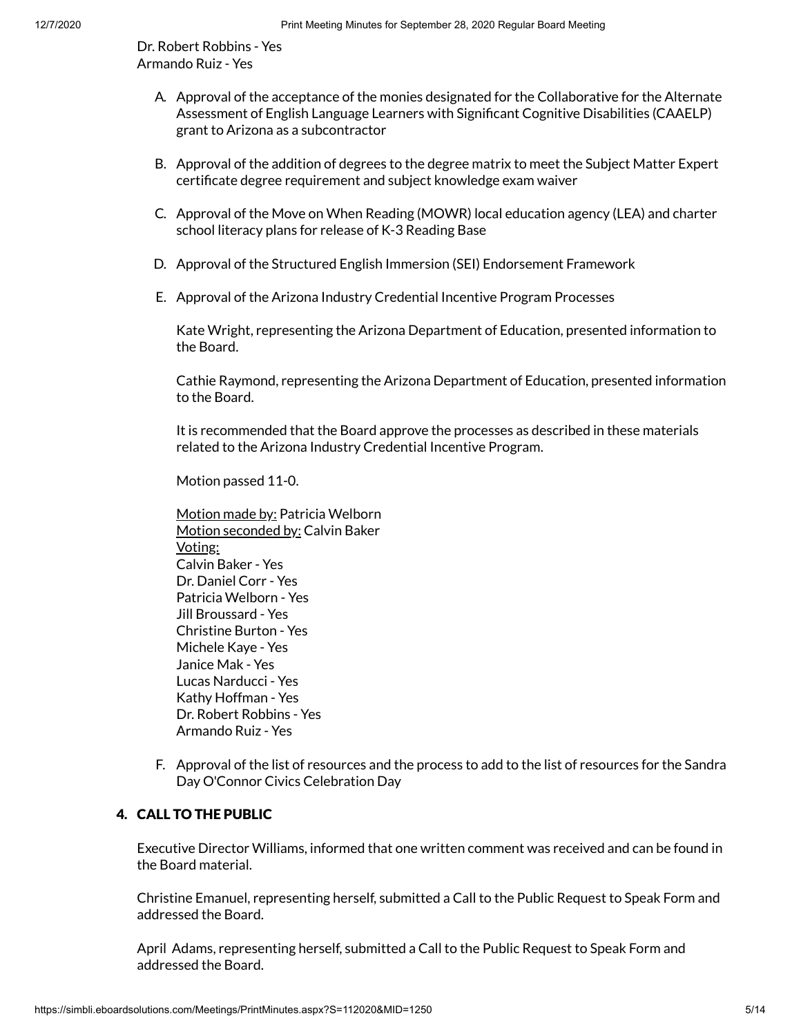Dr. Robert Robbins - Yes
Armando Ruiz - Yes

A. Approval of the acceptance of the monies designated for the Collaborative for the Alternate Assessment of English Language Learners with Significant Cognitive Disabilities (CAAELP) grant to Arizona as a subcontractor

B. Approval of the addition of degrees to the degree matrix to meet the Subject Matter Expert certificate degree requirement and subject knowledge exam waiver

C. Approval of the Move on When Reading (MOWR) local education agency (LEA) and charter school literacy plans for release of K-3 Reading Base

D. Approval of the Structured English Immersion (SEI) Endorsement Framework

E. Approval of the Arizona Industry Credential Incentive Program Processes

   Kate Wright, representing the Arizona Department of Education, presented information to the Board.

   Cathie Raymond, representing the Arizona Department of Education, presented information to the Board.

   It is recommended that the Board approve the processes as described in these materials related to the Arizona Industry Credential Incentive Program.

   Motion passed 11-0.

   Motion made by: Patricia Welborn
   Motion seconded by: Calvin Baker
   Voting:
   Calvin Baker - Yes
   Dr. Daniel Corr - Yes
   Patricia Welborn - Yes
   Jill Broussard - Yes
   Christine Burton - Yes
   Michele Kaye - Yes
   Janice Mak - Yes
   Lucas Narducci - Yes
   Kathy Hoffman - Yes
   Dr. Robert Robbins - Yes
   Armando Ruiz - Yes

F. Approval of the list of resources and the process to add to the list of resources for the Sandra Day O'Connor Civics Celebration Day

## 4. CALL TO THE PUBLIC

Executive Director Williams, informed that one written comment was received and can be found in the Board material.

Christine Emanuel, representing herself, submitted a Call to the Public Request to Speak Form and addressed the Board.

April Adams, representing herself, submitted a Call to the Public Request to Speak Form and addressed the Board.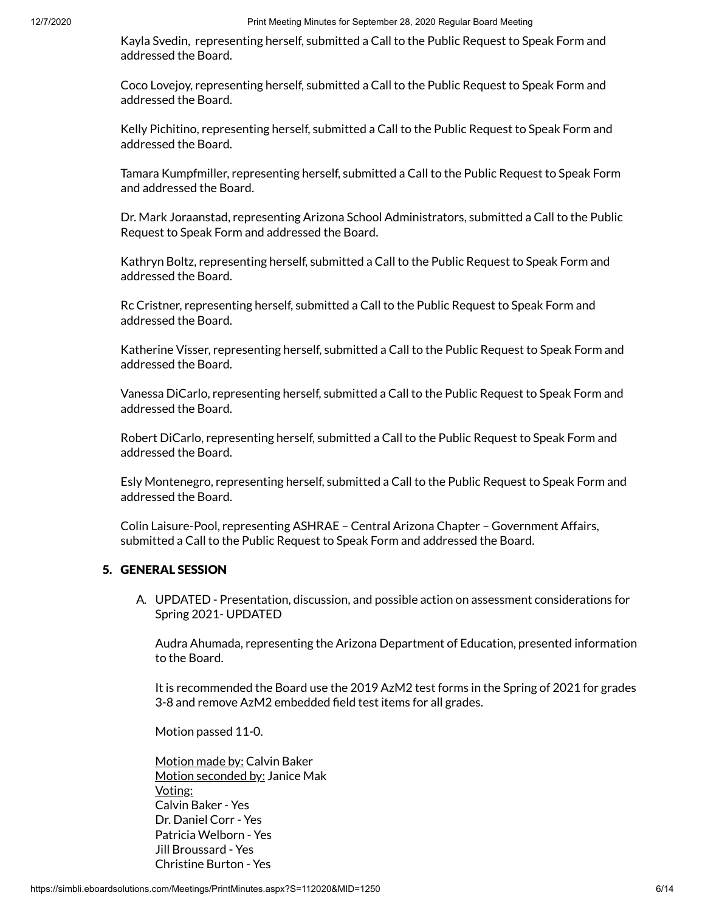Kayla Svedin, representing herself, submitted a Call to the Public Request to Speak Form and addressed the Board.

Coco Lovejoy, representing herself, submitted a Call to the Public Request to Speak Form and addressed the Board.

Kelly Pichitino, representing herself, submitted a Call to the Public Request to Speak Form and addressed the Board.

Tamara Kumpfmiller, representing herself, submitted a Call to the Public Request to Speak Form and addressed the Board.

Dr. Mark Joraanstad, representing Arizona School Administrators, submitted a Call to the Public Request to Speak Form and addressed the Board.

Kathryn Boltz, representing herself, submitted a Call to the Public Request to Speak Form and addressed the Board.

Rc Cristner, representing herself, submitted a Call to the Public Request to Speak Form and addressed the Board.

Katherine Visser, representing herself, submitted a Call to the Public Request to Speak Form and addressed the Board.

Vanessa DiCarlo, representing herself, submitted a Call to the Public Request to Speak Form and addressed the Board.

Robert DiCarlo, representing herself, submitted a Call to the Public Request to Speak Form and addressed the Board.

Esly Montenegro, representing herself, submitted a Call to the Public Request to Speak Form and addressed the Board.

Colin Laisure-Pool, representing ASHRAE – Central Arizona Chapter – Government Affairs, submitted a Call to the Public Request to Speak Form and addressed the Board.

## 5. GENERAL SESSION

A. UPDATED - Presentation, discussion, and possible action on assessment considerations for Spring 2021- UPDATED

Audra Ahumada, representing the Arizona Department of Education, presented information to the Board.

It is recommended the Board use the 2019 AzM2 test forms in the Spring of 2021 for grades 3-8 and remove AzM2 embedded field test items for all grades.

Motion passed 11-0.

Motion made by: Calvin Baker
Motion seconded by: Janice Mak
Voting:
Calvin Baker - Yes
Dr. Daniel Corr - Yes
Patricia Welborn - Yes
Jill Broussard - Yes
Christine Burton - Yes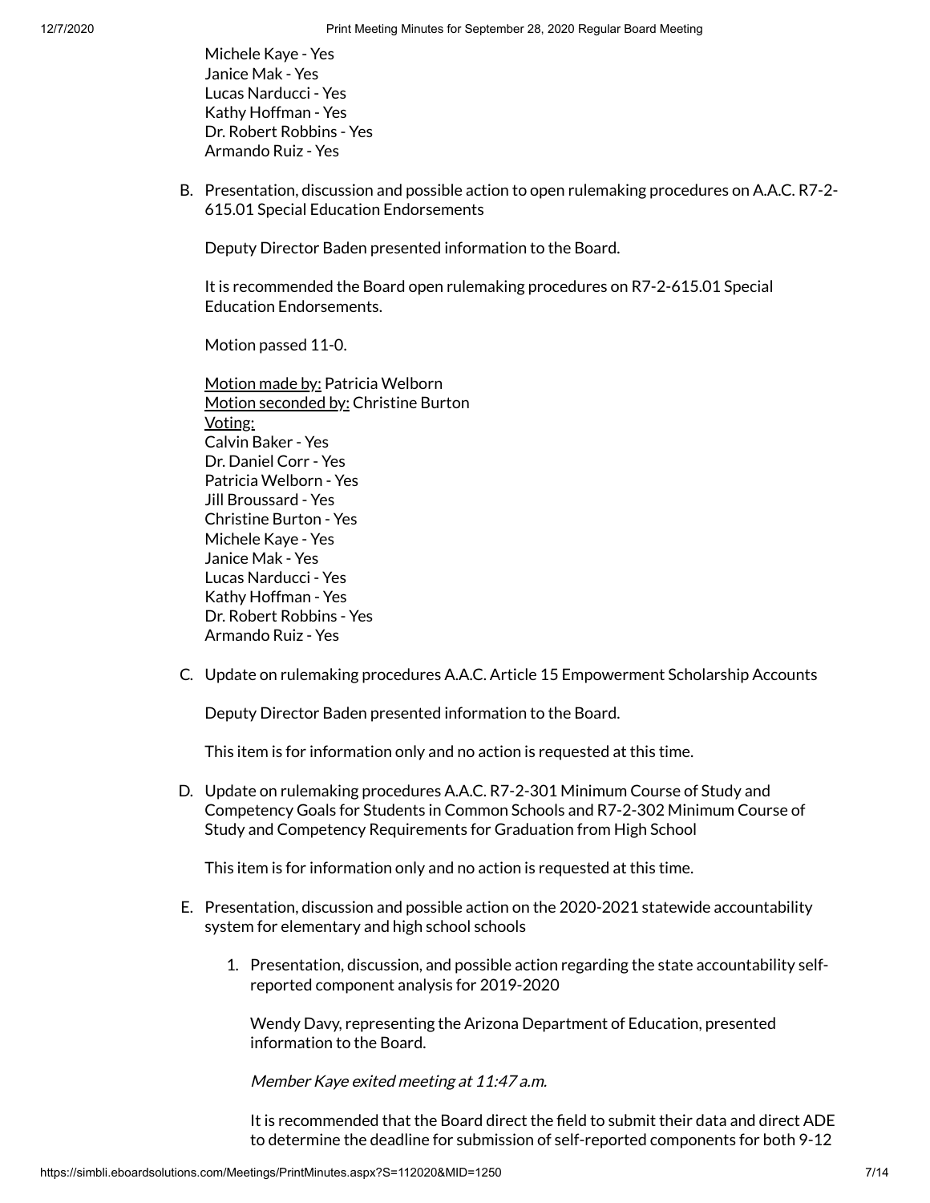Michele Kaye - Yes
Janice Mak - Yes
Lucas Narducci - Yes
Kathy Hoffman - Yes
Dr. Robert Robbins - Yes
Armando Ruiz - Yes

B. Presentation, discussion and possible action to open rulemaking procedures on A.A.C. R7-2-615.01 Special Education Endorsements

Deputy Director Baden presented information to the Board.

It is recommended the Board open rulemaking procedures on R7-2-615.01 Special Education Endorsements.

Motion passed 11-0.

Motion made by: Patricia Welborn
Motion seconded by: Christine Burton
Voting:
Calvin Baker - Yes
Dr. Daniel Corr - Yes
Patricia Welborn - Yes
Jill Broussard - Yes
Christine Burton - Yes
Michele Kaye - Yes
Janice Mak - Yes
Lucas Narducci - Yes
Kathy Hoffman - Yes
Dr. Robert Robbins - Yes
Armando Ruiz - Yes

C. Update on rulemaking procedures A.A.C. Article 15 Empowerment Scholarship Accounts

Deputy Director Baden presented information to the Board.

This item is for information only and no action is requested at this time.

D. Update on rulemaking procedures A.A.C. R7-2-301 Minimum Course of Study and Competency Goals for Students in Common Schools and R7-2-302 Minimum Course of Study and Competency Requirements for Graduation from High School

This item is for information only and no action is requested at this time.

E. Presentation, discussion and possible action on the 2020-2021 statewide accountability system for elementary and high school schools

1. Presentation, discussion, and possible action regarding the state accountability self-reported component analysis for 2019-2020

Wendy Davy, representing the Arizona Department of Education, presented information to the Board.

*Member Kaye exited meeting at 11:47 a.m.*

It is recommended that the Board direct the field to submit their data and direct ADE to determine the deadline for submission of self-reported components for both 9-12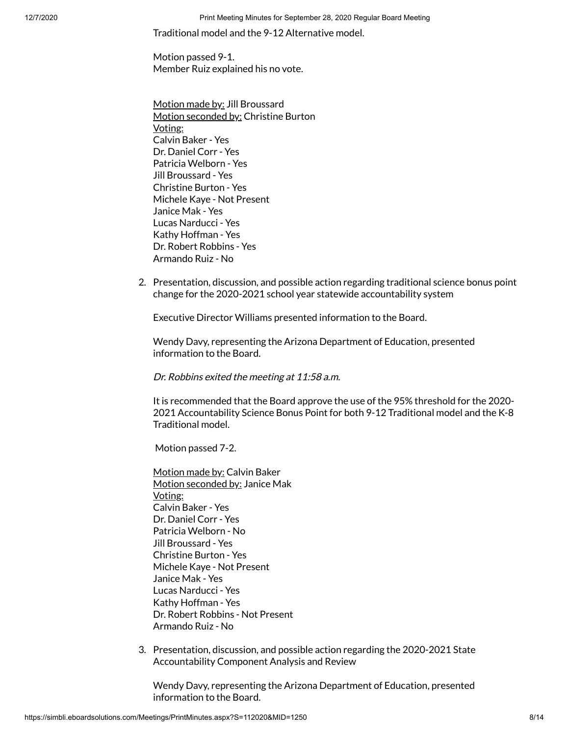Traditional model and the 9-12 Alternative model.

Motion passed 9-1.
Member Ruiz explained his no vote.

Motion made by: Jill Broussard
Motion seconded by: Christine Burton
Voting:
Calvin Baker - Yes
Dr. Daniel Corr - Yes
Patricia Welborn - Yes
Jill Broussard - Yes
Christine Burton - Yes
Michele Kaye - Not Present
Janice Mak - Yes
Lucas Narducci - Yes
Kathy Hoffman - Yes
Dr. Robert Robbins - Yes
Armando Ruiz - No

2. Presentation, discussion, and possible action regarding traditional science bonus point change for the 2020-2021 school year statewide accountability system

   Executive Director Williams presented information to the Board.

   Wendy Davy, representing the Arizona Department of Education, presented information to the Board.

   *Dr. Robbins exited the meeting at 11:58 a.m.*

   It is recommended that the Board approve the use of the 95% threshold for the 2020-2021 Accountability Science Bonus Point for both 9-12 Traditional model and the K-8 Traditional model.

   Motion passed 7-2.

   Motion made by: Calvin Baker
   Motion seconded by: Janice Mak
   Voting:
   Calvin Baker - Yes
   Dr. Daniel Corr - Yes
   Patricia Welborn - No
   Jill Broussard - Yes
   Christine Burton - Yes
   Michele Kaye - Not Present
   Janice Mak - Yes
   Lucas Narducci - Yes
   Kathy Hoffman - Yes
   Dr. Robert Robbins - Not Present
   Armando Ruiz - No

3. Presentation, discussion, and possible action regarding the 2020-2021 State Accountability Component Analysis and Review

   Wendy Davy, representing the Arizona Department of Education, presented information to the Board.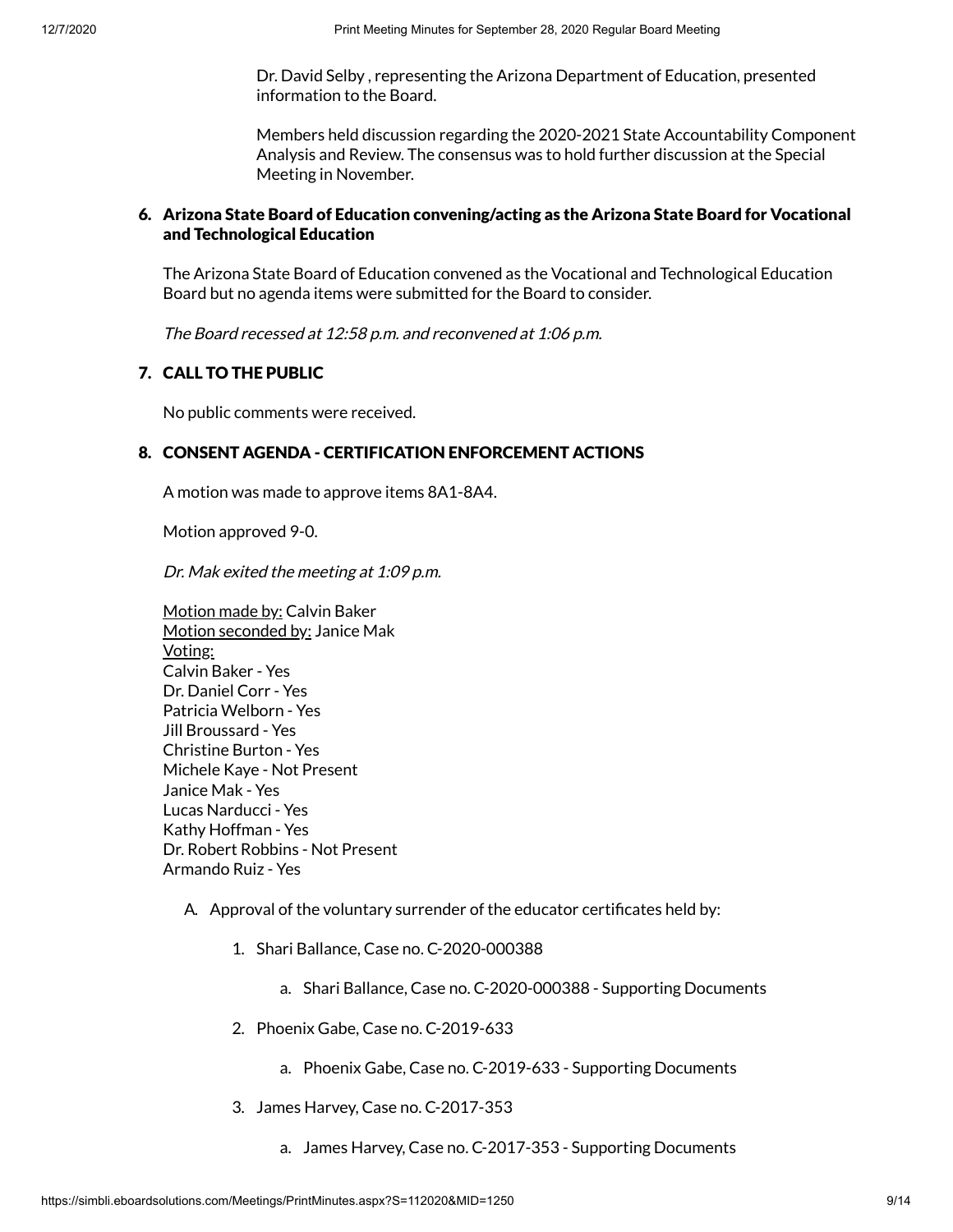Dr. David Selby , representing the Arizona Department of Education, presented information to the Board.

Members held discussion regarding the 2020-2021 State Accountability Component Analysis and Review. The consensus was to hold further discussion at the Special Meeting in November.

### 6. Arizona State Board of Education convening/acting as the Arizona State Board for Vocational and Technological Education

The Arizona State Board of Education convened as the Vocational and Technological Education Board but no agenda items were submitted for the Board to consider.

*The Board recessed at 12:58 p.m. and reconvened at 1:06 p.m.*

### 7. CALL TO THE PUBLIC

No public comments were received.

### 8. CONSENT AGENDA - CERTIFICATION ENFORCEMENT ACTIONS

A motion was made to approve items 8A1-8A4.

Motion approved 9-0.

*Dr. Mak exited the meeting at 1:09 p.m.*

Motion made by: Calvin Baker
Motion seconded by: Janice Mak
Voting:
Calvin Baker - Yes
Dr. Daniel Corr - Yes
Patricia Welborn - Yes
Jill Broussard - Yes
Christine Burton - Yes
Michele Kaye - Not Present
Janice Mak - Yes
Lucas Narducci - Yes
Kathy Hoffman - Yes
Dr. Robert Robbins - Not Present
Armando Ruiz - Yes

A. Approval of the voluntary surrender of the educator certificates held by:

1. Shari Ballance, Case no. C-2020-000388
    a. Shari Ballance, Case no. C-2020-000388 - Supporting Documents
2. Phoenix Gabe, Case no. C-2019-633
    a. Phoenix Gabe, Case no. C-2019-633 - Supporting Documents
3. James Harvey, Case no. C-2017-353
    a. James Harvey, Case no. C-2017-353 - Supporting Documents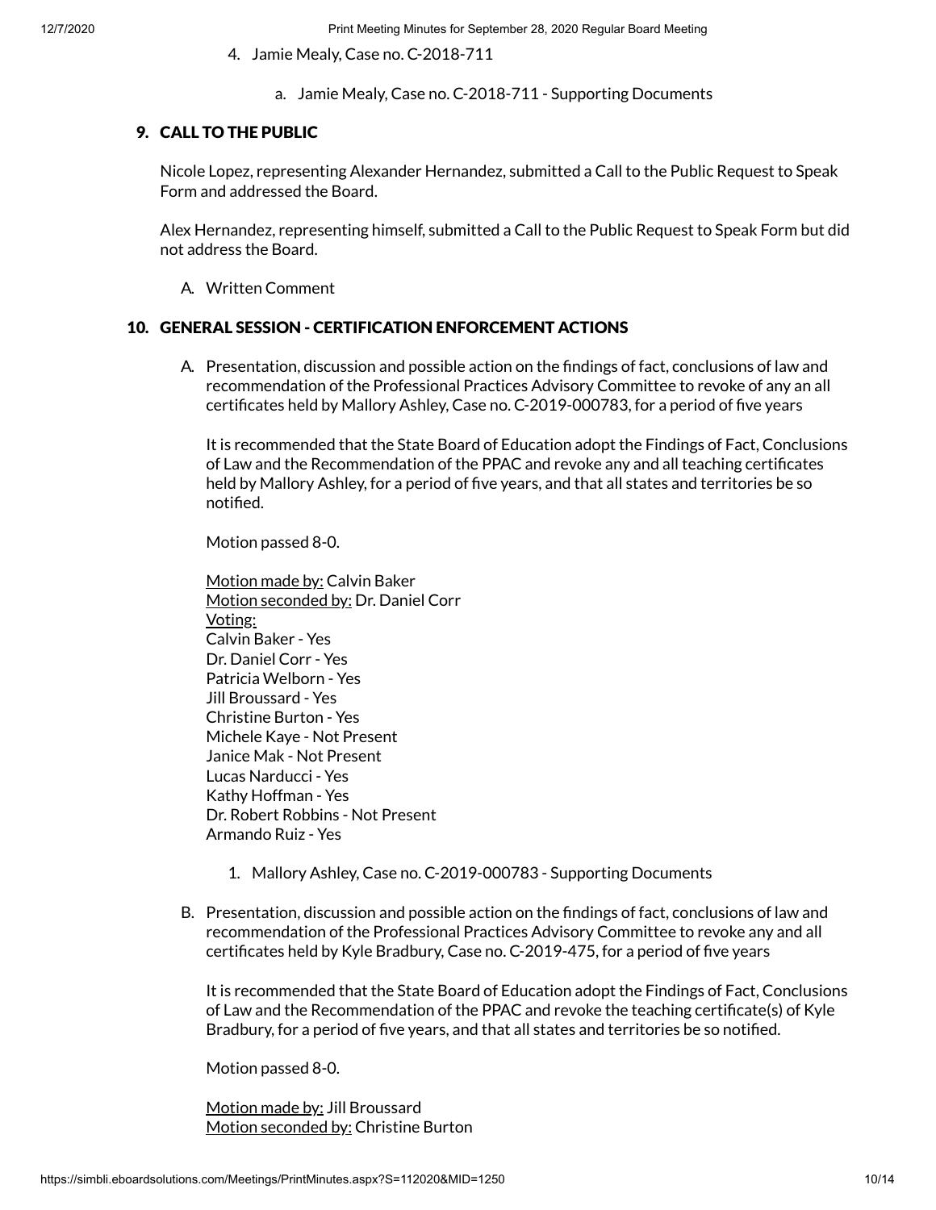4. Jamie Mealy, Case no. C-2018-711

    a. Jamie Mealy, Case no. C-2018-711 - Supporting Documents

## 9. CALL TO THE PUBLIC

Nicole Lopez, representing Alexander Hernandez, submitted a Call to the Public Request to Speak Form and addressed the Board.

Alex Hernandez, representing himself, submitted a Call to the Public Request to Speak Form but did not address the Board.

A. Written Comment

## 10. GENERAL SESSION - CERTIFICATION ENFORCEMENT ACTIONS

A. Presentation, discussion and possible action on the findings of fact, conclusions of law and recommendation of the Professional Practices Advisory Committee to revoke of any an all certificates held by Mallory Ashley, Case no. C-2019-000783, for a period of five years

It is recommended that the State Board of Education adopt the Findings of Fact, Conclusions of Law and the Recommendation of the PPAC and revoke any and all teaching certificates held by Mallory Ashley, for a period of five years, and that all states and territories be so notified.

Motion passed 8-0.

Motion made by: Calvin Baker
Motion seconded by: Dr. Daniel Corr
Voting:
Calvin Baker - Yes
Dr. Daniel Corr - Yes
Patricia Welborn - Yes
Jill Broussard - Yes
Christine Burton - Yes
Michele Kaye - Not Present
Janice Mak - Not Present
Lucas Narducci - Yes
Kathy Hoffman - Yes
Dr. Robert Robbins - Not Present
Armando Ruiz - Yes

1. Mallory Ashley, Case no. C-2019-000783 - Supporting Documents

B. Presentation, discussion and possible action on the findings of fact, conclusions of law and recommendation of the Professional Practices Advisory Committee to revoke any and all certificates held by Kyle Bradbury, Case no. C-2019-475, for a period of five years

It is recommended that the State Board of Education adopt the Findings of Fact, Conclusions of Law and the Recommendation of the PPAC and revoke the teaching certificate(s) of Kyle Bradbury, for a period of five years, and that all states and territories be so notified.

Motion passed 8-0.

Motion made by: Jill Broussard
Motion seconded by: Christine Burton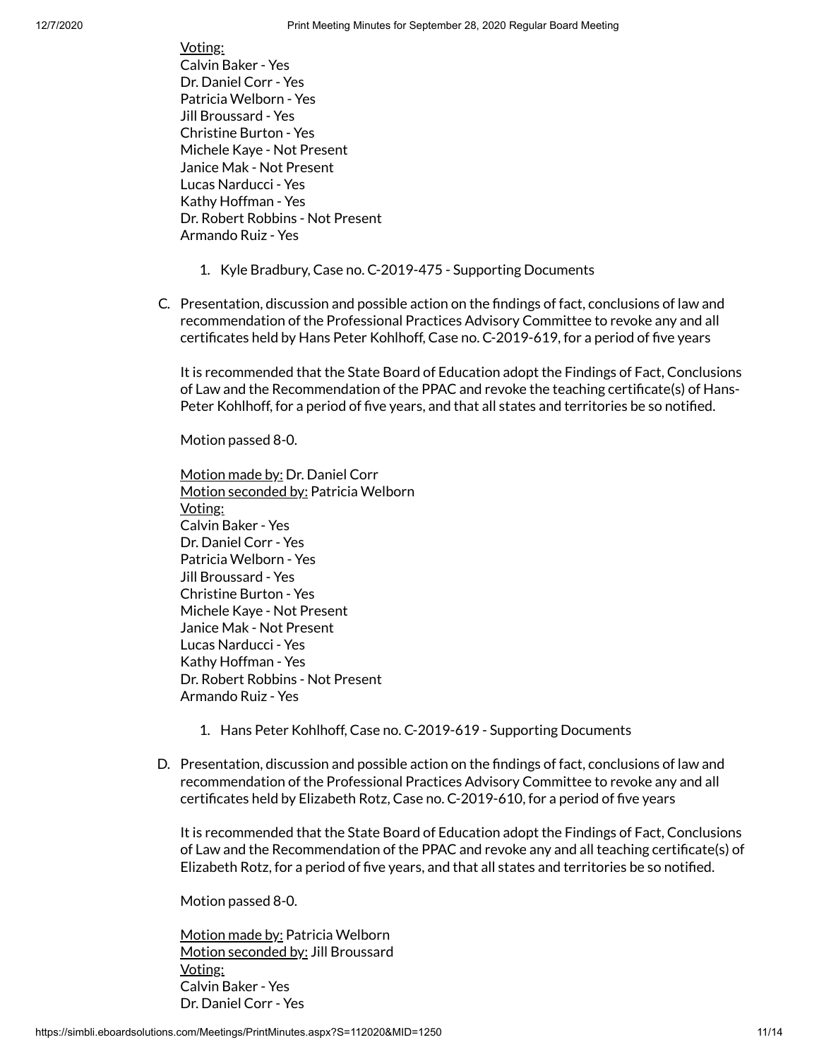Voting:
Calvin Baker - Yes
Dr. Daniel Corr - Yes
Patricia Welborn - Yes
Jill Broussard - Yes
Christine Burton - Yes
Michele Kaye - Not Present
Janice Mak - Not Present
Lucas Narducci - Yes
Kathy Hoffman - Yes
Dr. Robert Robbins - Not Present
Armando Ruiz - Yes

1. Kyle Bradbury, Case no. C-2019-475 - Supporting Documents

C. Presentation, discussion and possible action on the findings of fact, conclusions of law and recommendation of the Professional Practices Advisory Committee to revoke any and all certificates held by Hans Peter Kohlhoff, Case no. C-2019-619, for a period of five years

It is recommended that the State Board of Education adopt the Findings of Fact, Conclusions of Law and the Recommendation of the PPAC and revoke the teaching certificate(s) of Hans-Peter Kohlhoff, for a period of five years, and that all states and territories be so notified.

Motion passed 8-0.

Motion made by: Dr. Daniel Corr
Motion seconded by: Patricia Welborn
Voting:
Calvin Baker - Yes
Dr. Daniel Corr - Yes
Patricia Welborn - Yes
Jill Broussard - Yes
Christine Burton - Yes
Michele Kaye - Not Present
Janice Mak - Not Present
Lucas Narducci - Yes
Kathy Hoffman - Yes
Dr. Robert Robbins - Not Present
Armando Ruiz - Yes

1. Hans Peter Kohlhoff, Case no. C-2019-619 - Supporting Documents

D. Presentation, discussion and possible action on the findings of fact, conclusions of law and recommendation of the Professional Practices Advisory Committee to revoke any and all certificates held by Elizabeth Rotz, Case no. C-2019-610, for a period of five years

It is recommended that the State Board of Education adopt the Findings of Fact, Conclusions of Law and the Recommendation of the PPAC and revoke any and all teaching certificate(s) of Elizabeth Rotz, for a period of five years, and that all states and territories be so notified.

Motion passed 8-0.

Motion made by: Patricia Welborn
Motion seconded by: Jill Broussard
Voting:
Calvin Baker - Yes
Dr. Daniel Corr - Yes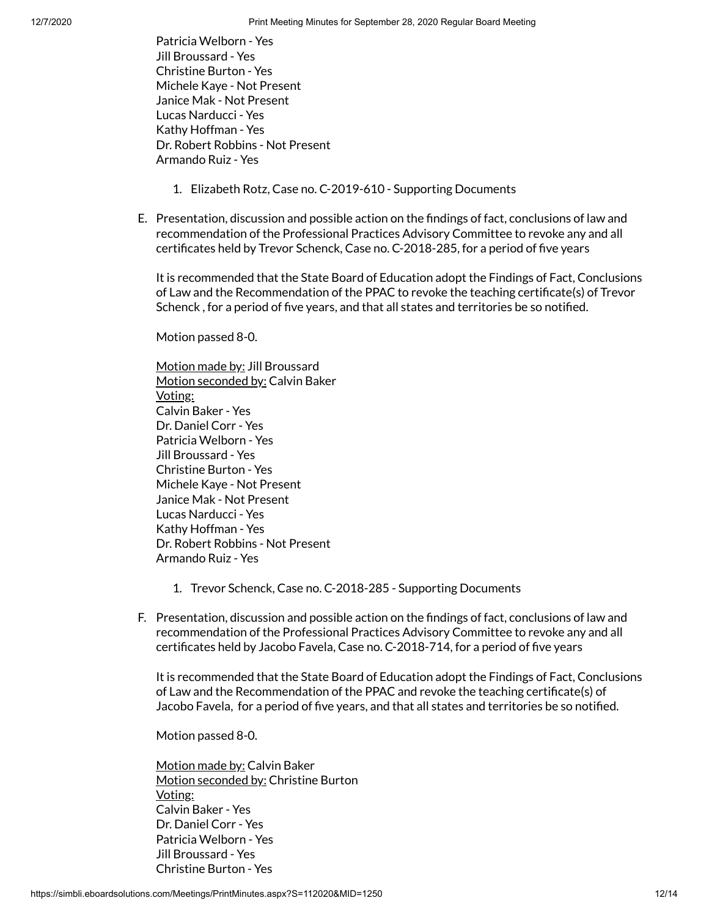Patricia Welborn - Yes
Jill Broussard - Yes
Christine Burton - Yes
Michele Kaye - Not Present
Janice Mak - Not Present
Lucas Narducci - Yes
Kathy Hoffman - Yes
Dr. Robert Robbins - Not Present
Armando Ruiz - Yes

1. Elizabeth Rotz, Case no. C-2019-610 - Supporting Documents

E. Presentation, discussion and possible action on the findings of fact, conclusions of law and recommendation of the Professional Practices Advisory Committee to revoke any and all certificates held by Trevor Schenck, Case no. C-2018-285, for a period of five years

It is recommended that the State Board of Education adopt the Findings of Fact, Conclusions of Law and the Recommendation of the PPAC to revoke the teaching certificate(s) of Trevor Schenck , for a period of five years, and that all states and territories be so notified.

Motion passed 8-0.

Motion made by: Jill Broussard
Motion seconded by: Calvin Baker
Voting:
Calvin Baker - Yes
Dr. Daniel Corr - Yes
Patricia Welborn - Yes
Jill Broussard - Yes
Christine Burton - Yes
Michele Kaye - Not Present
Janice Mak - Not Present
Lucas Narducci - Yes
Kathy Hoffman - Yes
Dr. Robert Robbins - Not Present
Armando Ruiz - Yes

1. Trevor Schenck, Case no. C-2018-285 - Supporting Documents

F. Presentation, discussion and possible action on the findings of fact, conclusions of law and recommendation of the Professional Practices Advisory Committee to revoke any and all certificates held by Jacobo Favela, Case no. C-2018-714, for a period of five years

It is recommended that the State Board of Education adopt the Findings of Fact, Conclusions of Law and the Recommendation of the PPAC and revoke the teaching certificate(s) of Jacobo Favela, for a period of five years, and that all states and territories be so notified.

Motion passed 8-0.

Motion made by: Calvin Baker
Motion seconded by: Christine Burton
Voting:
Calvin Baker - Yes
Dr. Daniel Corr - Yes
Patricia Welborn - Yes
Jill Broussard - Yes
Christine Burton - Yes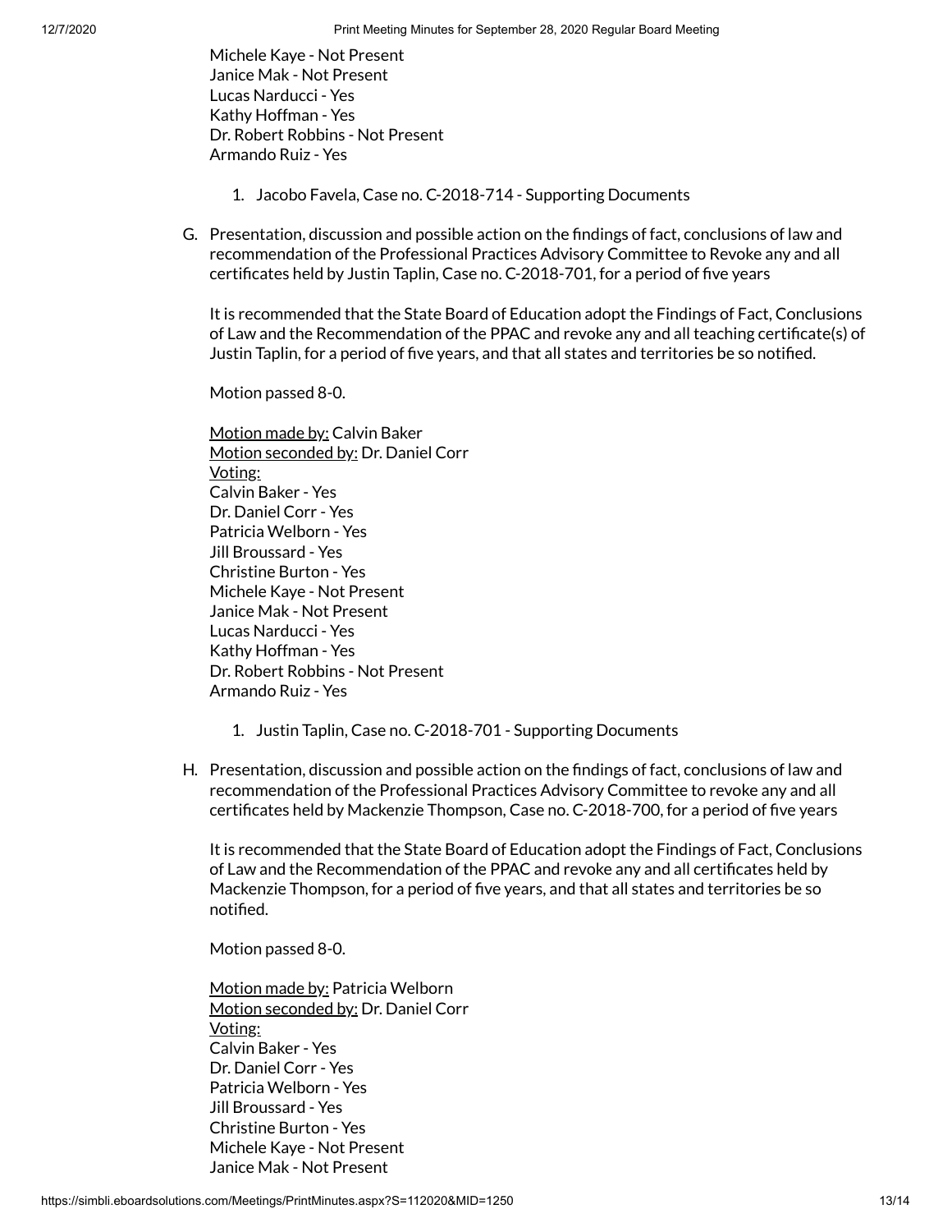Michele Kaye - Not Present
Janice Mak - Not Present
Lucas Narducci - Yes
Kathy Hoffman - Yes
Dr. Robert Robbins - Not Present
Armando Ruiz - Yes

1. Jacobo Favela, Case no. C-2018-714 - Supporting Documents

G. Presentation, discussion and possible action on the findings of fact, conclusions of law and recommendation of the Professional Practices Advisory Committee to Revoke any and all certificates held by Justin Taplin, Case no. C-2018-701, for a period of five years

It is recommended that the State Board of Education adopt the Findings of Fact, Conclusions of Law and the Recommendation of the PPAC and revoke any and all teaching certificate(s) of Justin Taplin, for a period of five years, and that all states and territories be so notified.

Motion passed 8-0.

Motion made by: Calvin Baker
Motion seconded by: Dr. Daniel Corr
Voting:
Calvin Baker - Yes
Dr. Daniel Corr - Yes
Patricia Welborn - Yes
Jill Broussard - Yes
Christine Burton - Yes
Michele Kaye - Not Present
Janice Mak - Not Present
Lucas Narducci - Yes
Kathy Hoffman - Yes
Dr. Robert Robbins - Not Present
Armando Ruiz - Yes

1. Justin Taplin, Case no. C-2018-701 - Supporting Documents

H. Presentation, discussion and possible action on the findings of fact, conclusions of law and recommendation of the Professional Practices Advisory Committee to revoke any and all certificates held by Mackenzie Thompson, Case no. C-2018-700, for a period of five years

It is recommended that the State Board of Education adopt the Findings of Fact, Conclusions of Law and the Recommendation of the PPAC and revoke any and all certificates held by Mackenzie Thompson, for a period of five years, and that all states and territories be so notified.

Motion passed 8-0.

Motion made by: Patricia Welborn
Motion seconded by: Dr. Daniel Corr
Voting:
Calvin Baker - Yes
Dr. Daniel Corr - Yes
Patricia Welborn - Yes
Jill Broussard - Yes
Christine Burton - Yes
Michele Kaye - Not Present
Janice Mak - Not Present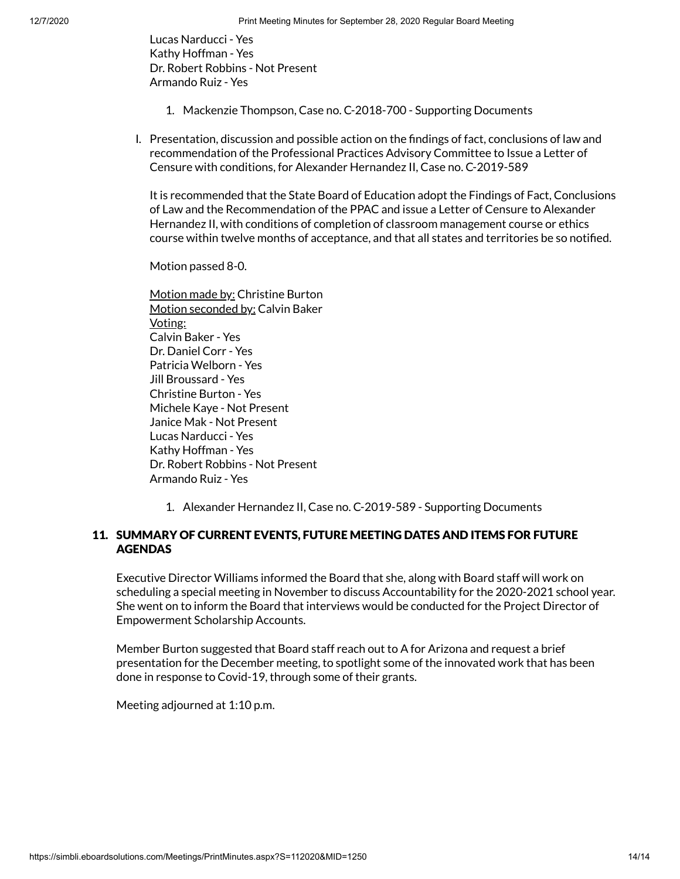Lucas Narducci - Yes
Kathy Hoffman - Yes
Dr. Robert Robbins - Not Present
Armando Ruiz - Yes

1. Mackenzie Thompson, Case no. C-2018-700 - Supporting Documents

l. Presentation, discussion and possible action on the findings of fact, conclusions of law and recommendation of the Professional Practices Advisory Committee to Issue a Letter of Censure with conditions, for Alexander Hernandez II, Case no. C-2019-589

It is recommended that the State Board of Education adopt the Findings of Fact, Conclusions of Law and the Recommendation of the PPAC and issue a Letter of Censure to Alexander Hernandez II, with conditions of completion of classroom management course or ethics course within twelve months of acceptance, and that all states and territories be so notified.

Motion passed 8-0.

Motion made by: Christine Burton
Motion seconded by: Calvin Baker
Voting:
Calvin Baker - Yes
Dr. Daniel Corr - Yes
Patricia Welborn - Yes
Jill Broussard - Yes
Christine Burton - Yes
Michele Kaye - Not Present
Janice Mak - Not Present
Lucas Narducci - Yes
Kathy Hoffman - Yes
Dr. Robert Robbins - Not Present
Armando Ruiz - Yes

1. Alexander Hernandez II, Case no. C-2019-589 - Supporting Documents

## 11. SUMMARY OF CURRENT EVENTS, FUTURE MEETING DATES AND ITEMS FOR FUTURE AGENDAS

Executive Director Williams informed the Board that she, along with Board staff will work on scheduling a special meeting in November to discuss Accountability for the 2020-2021 school year. She went on to inform the Board that interviews would be conducted for the Project Director of Empowerment Scholarship Accounts.

Member Burton suggested that Board staff reach out to A for Arizona and request a brief presentation for the December meeting, to spotlight some of the innovated work that has been done in response to Covid-19, through some of their grants.

Meeting adjourned at 1:10 p.m.